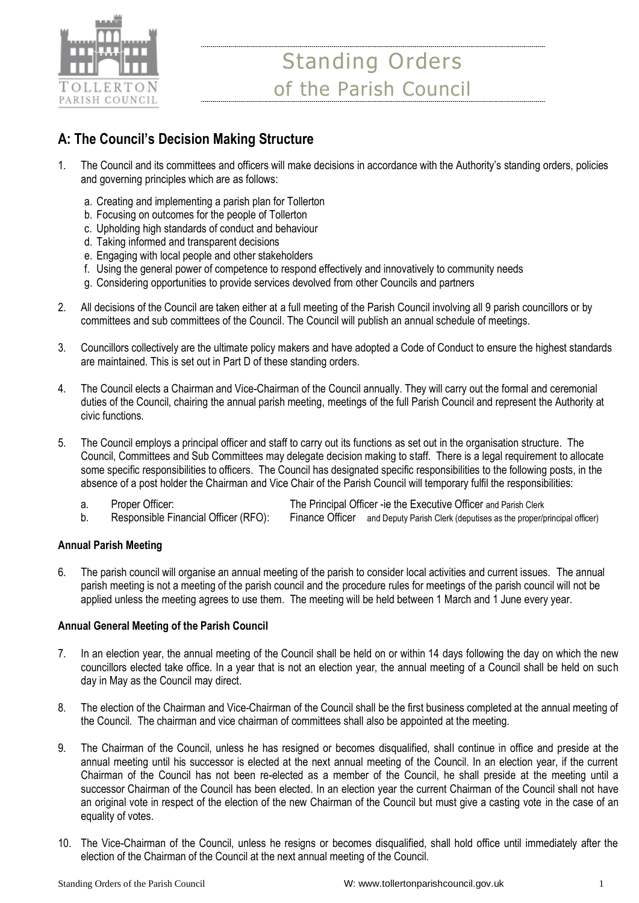# Standing Orders of the Parish Council

## A: The Council's Decision Making Structure

1. The Council and its committees and officers will make decisions in accordance with the Authority's standing orders, policies and governing principles which are as follows:

   a. Creating and implementing a parish plan for Tollerton
   b. Focusing on outcomes for the people of Tollerton
   c. Upholding high standards of conduct and behaviour
   d. Taking informed and transparent decisions
   e. Engaging with local people and other stakeholders
   f. Using the general power of competence to respond effectively and innovatively to community needs
   g. Considering opportunities to provide services devolved from other Councils and partners

2. All decisions of the Council are taken either at a full meeting of the Parish Council involving all 9 parish councillors or by committees and sub committees of the Council. The Council will publish an annual schedule of meetings.

3. Councillors collectively are the ultimate policy makers and have adopted a Code of Conduct to ensure the highest standards are maintained. This is set out in Part D of these standing orders.

4. The Council elects a Chairman and Vice-Chairman of the Council annually. They will carry out the formal and ceremonial duties of the Council, chairing the annual parish meeting, meetings of the full Parish Council and represent the Authority at civic functions.

5. The Council employs a principal officer and staff to carry out its functions as set out in the organisation structure. The Council, Committees and Sub Committees may delegate decision making to staff. There is a legal requirement to allocate some specific responsibilities to officers. The Council has designated specific responsibilities to the following posts, in the absence of a post holder the Chairman and Vice Chair of the Parish Council will temporary fulfil the responsibilities:

   a. Proper Officer: The Principal Officer -ie the Executive Officer and Parish Clerk
   b. Responsible Financial Officer (RFO): Finance Officer and Deputy Parish Clerk (deputises as the proper/principal officer)

**Annual Parish Meeting**

6. The parish council will organise an annual meeting of the parish to consider local activities and current issues. The annual parish meeting is not a meeting of the parish council and the procedure rules for meetings of the parish council will not be applied unless the meeting agrees to use them. The meeting will be held between 1 March and 1 June every year.

**Annual General Meeting of the Parish Council**

7. In an election year, the annual meeting of the Council shall be held on or within 14 days following the day on which the new councillors elected take office. In a year that is not an election year, the annual meeting of a Council shall be held on such day in May as the Council may direct.

8. The election of the Chairman and Vice-Chairman of the Council shall be the first business completed at the annual meeting of the Council. The chairman and vice chairman of committees shall also be appointed at the meeting.

9. The Chairman of the Council, unless he has resigned or becomes disqualified, shall continue in office and preside at the annual meeting until his successor is elected at the next annual meeting of the Council. In an election year, if the current Chairman of the Council has not been re-elected as a member of the Council, he shall preside at the meeting until a successor Chairman of the Council has been elected. In an election year the current Chairman of the Council shall not have an original vote in respect of the election of the new Chairman of the Council but must give a casting vote in the case of an equality of votes.

10. The Vice-Chairman of the Council, unless he resigns or becomes disqualified, shall hold office until immediately after the election of the Chairman of the Council at the next annual meeting of the Council.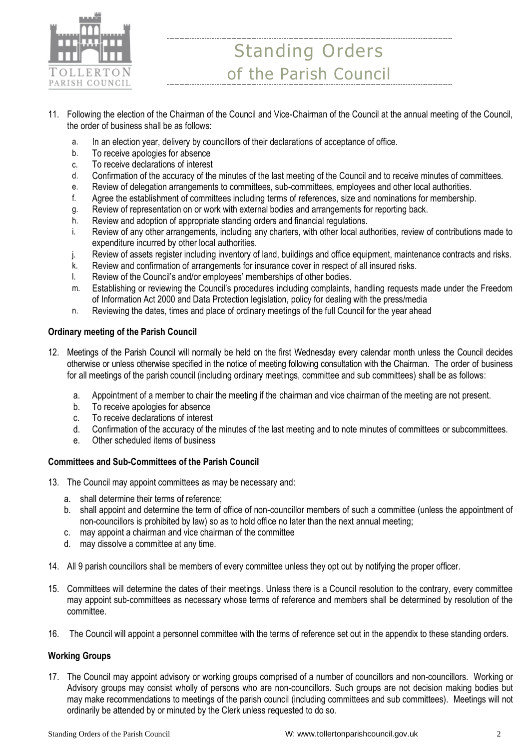11. Following the election of the Chairman of the Council and Vice-Chairman of the Council at the annual meeting of the Council, the order of business shall be as follows:

    a. In an election year, delivery by councillors of their declarations of acceptance of office.
    b. To receive apologies for absence
    c. To receive declarations of interest
    d. Confirmation of the accuracy of the minutes of the last meeting of the Council and to receive minutes of committees.
    e. Review of delegation arrangements to committees, sub-committees, employees and other local authorities.
    f. Agree the establishment of committees including terms of references, size and nominations for membership.
    g. Review of representation on or work with external bodies and arrangements for reporting back.
    h. Review and adoption of appropriate standing orders and financial regulations.
    i. Review of any other arrangements, including any charters, with other local authorities, review of contributions made to expenditure incurred by other local authorities.
    j. Review of assets register including inventory of land, buildings and office equipment, maintenance contracts and risks.
    k. Review and confirmation of arrangements for insurance cover in respect of all insured risks.
    l. Review of the Council's and/or employees' memberships of other bodies.
    m. Establishing or reviewing the Council's procedures including complaints, handling requests made under the Freedom of Information Act 2000 and Data Protection legislation, policy for dealing with the press/media
    n. Reviewing the dates, times and place of ordinary meetings of the full Council for the year ahead

**Ordinary meeting of the Parish Council**

12. Meetings of the Parish Council will normally be held on the first Wednesday every calendar month unless the Council decides otherwise or unless otherwise specified in the notice of meeting following consultation with the Chairman. The order of business for all meetings of the parish council (including ordinary meetings, committee and sub committees) shall be as follows:

    a. Appointment of a member to chair the meeting if the chairman and vice chairman of the meeting are not present.
    b. To receive apologies for absence
    c. To receive declarations of interest
    d. Confirmation of the accuracy of the minutes of the last meeting and to note minutes of committees or subcommittees.
    e. Other scheduled items of business

**Committees and Sub-Committees of the Parish Council**

13. The Council may appoint committees as may be necessary and:

    a. shall determine their terms of reference;
    b. shall appoint and determine the term of office of non-councillor members of such a committee (unless the appointment of non-councillors is prohibited by law) so as to hold office no later than the next annual meeting;
    c. may appoint a chairman and vice chairman of the committee
    d. may dissolve a committee at any time.

14. All 9 parish councillors shall be members of every committee unless they opt out by notifying the proper officer.

15. Committees will determine the dates of their meetings. Unless there is a Council resolution to the contrary, every committee may appoint sub-committees as necessary whose terms of reference and members shall be determined by resolution of the committee.

16. The Council will appoint a personnel committee with the terms of reference set out in the appendix to these standing orders.

**Working Groups**

17. The Council may appoint advisory or working groups comprised of a number of councillors and non-councillors. Working or Advisory groups may consist wholly of persons who are non-councillors. Such groups are not decision making bodies but may make recommendations to meetings of the parish council (including committees and sub committees). Meetings will not ordinarily be attended by or minuted by the Clerk unless requested to do so.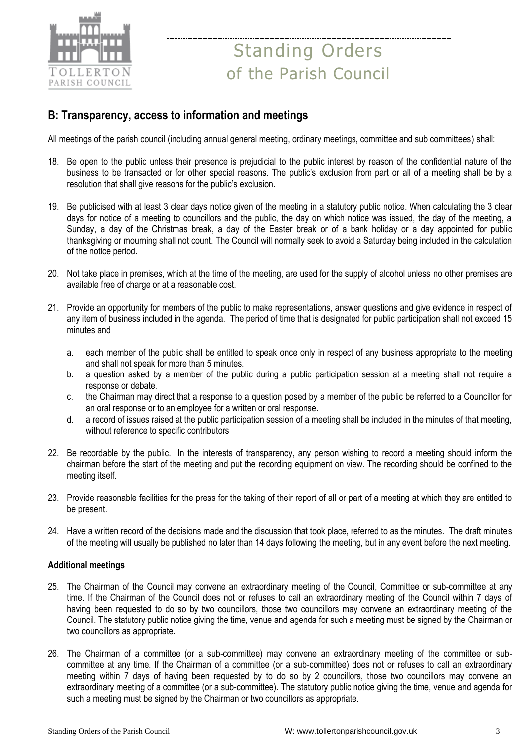## B: Transparency, access to information and meetings

All meetings of the parish council (including annual general meeting, ordinary meetings, committee and sub committees) shall:

18. Be open to the public unless their presence is prejudicial to the public interest by reason of the confidential nature of the business to be transacted or for other special reasons. The public's exclusion from part or all of a meeting shall be by a resolution that shall give reasons for the public's exclusion.

19. Be publicised with at least 3 clear days notice given of the meeting in a statutory public notice. When calculating the 3 clear days for notice of a meeting to councillors and the public, the day on which notice was issued, the day of the meeting, a Sunday, a day of the Christmas break, a day of the Easter break or of a bank holiday or a day appointed for public thanksgiving or mourning shall not count. The Council will normally seek to avoid a Saturday being included in the calculation of the notice period.

20. Not take place in premises, which at the time of the meeting, are used for the supply of alcohol unless no other premises are available free of charge or at a reasonable cost.

21. Provide an opportunity for members of the public to make representations, answer questions and give evidence in respect of any item of business included in the agenda. The period of time that is designated for public participation shall not exceed 15 minutes and

    a. each member of the public shall be entitled to speak once only in respect of any business appropriate to the meeting and shall not speak for more than 5 minutes.
    b. a question asked by a member of the public during a public participation session at a meeting shall not require a response or debate.
    c. the Chairman may direct that a response to a question posed by a member of the public be referred to a Councillor for an oral response or to an employee for a written or oral response.
    d. a record of issues raised at the public participation session of a meeting shall be included in the minutes of that meeting, without reference to specific contributors

22. Be recordable by the public. In the interests of transparency, any person wishing to record a meeting should inform the chairman before the start of the meeting and put the recording equipment on view. The recording should be confined to the meeting itself.

23. Provide reasonable facilities for the press for the taking of their report of all or part of a meeting at which they are entitled to be present.

24. Have a written record of the decisions made and the discussion that took place, referred to as the minutes. The draft minutes of the meeting will usually be published no later than 14 days following the meeting, but in any event before the next meeting.

### Additional meetings

25. The Chairman of the Council may convene an extraordinary meeting of the Council, Committee or sub-committee at any time. If the Chairman of the Council does not or refuses to call an extraordinary meeting of the Council within 7 days of having been requested to do so by two councillors, those two councillors may convene an extraordinary meeting of the Council. The statutory public notice giving the time, venue and agenda for such a meeting must be signed by the Chairman or two councillors as appropriate.

26. The Chairman of a committee (or a sub-committee) may convene an extraordinary meeting of the committee or sub-committee at any time. If the Chairman of a committee (or a sub-committee) does not or refuses to call an extraordinary meeting within 7 days of having been requested by to do so by 2 councillors, those two councillors may convene an extraordinary meeting of a committee (or a sub-committee). The statutory public notice giving the time, venue and agenda for such a meeting must be signed by the Chairman or two councillors as appropriate.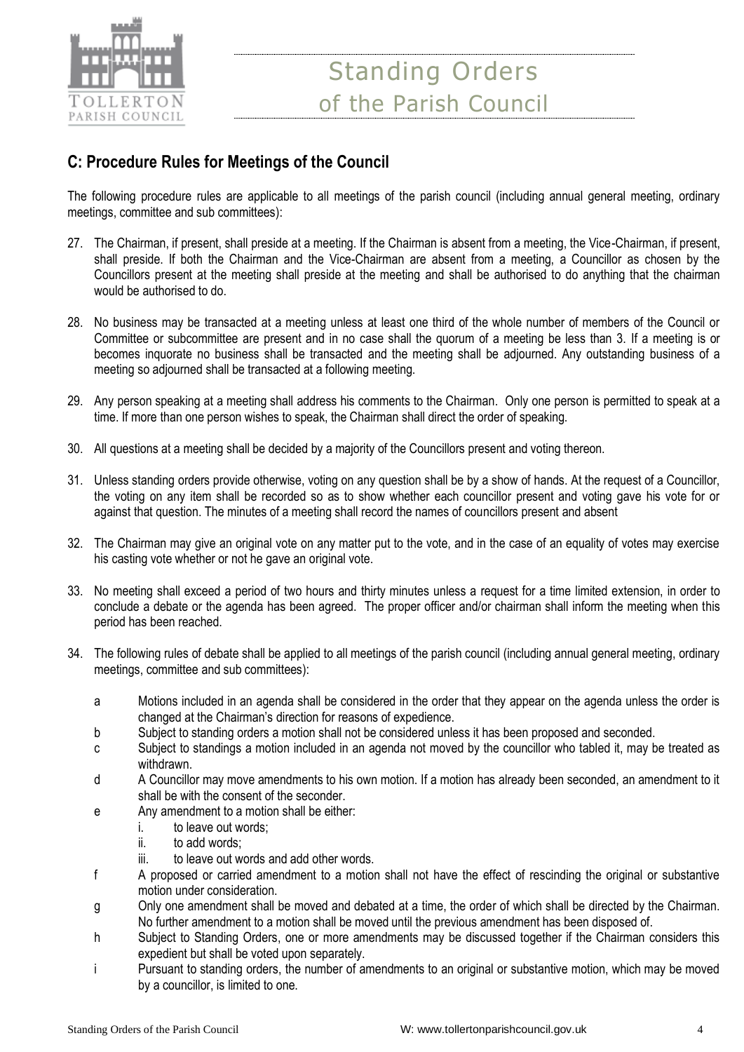## C: Procedure Rules for Meetings of the Council

The following procedure rules are applicable to all meetings of the parish council (including annual general meeting, ordinary meetings, committee and sub committees):

27. The Chairman, if present, shall preside at a meeting. If the Chairman is absent from a meeting, the Vice-Chairman, if present, shall preside. If both the Chairman and the Vice-Chairman are absent from a meeting, a Councillor as chosen by the Councillors present at the meeting shall preside at the meeting and shall be authorised to do anything that the chairman would be authorised to do.

28. No business may be transacted at a meeting unless at least one third of the whole number of members of the Council or Committee or subcommittee are present and in no case shall the quorum of a meeting be less than 3. If a meeting is or becomes inquorate no business shall be transacted and the meeting shall be adjourned. Any outstanding business of a meeting so adjourned shall be transacted at a following meeting.

29. Any person speaking at a meeting shall address his comments to the Chairman. Only one person is permitted to speak at a time. If more than one person wishes to speak, the Chairman shall direct the order of speaking.

30. All questions at a meeting shall be decided by a majority of the Councillors present and voting thereon.

31. Unless standing orders provide otherwise, voting on any question shall be by a show of hands. At the request of a Councillor, the voting on any item shall be recorded so as to show whether each councillor present and voting gave his vote for or against that question. The minutes of a meeting shall record the names of councillors present and absent

32. The Chairman may give an original vote on any matter put to the vote, and in the case of an equality of votes may exercise his casting vote whether or not he gave an original vote.

33. No meeting shall exceed a period of two hours and thirty minutes unless a request for a time limited extension, in order to conclude a debate or the agenda has been agreed. The proper officer and/or chairman shall inform the meeting when this period has been reached.

34. The following rules of debate shall be applied to all meetings of the parish council (including annual general meeting, ordinary meetings, committee and sub committees):

    a. Motions included in an agenda shall be considered in the order that they appear on the agenda unless the order is changed at the Chairman's direction for reasons of expedience.
    b. Subject to standing orders a motion shall not be considered unless it has been proposed and seconded.
    c. Subject to standings a motion included in an agenda not moved by the councillor who tabled it, may be treated as withdrawn.
    d. A Councillor may move amendments to his own motion. If a motion has already been seconded, an amendment to it shall be with the consent of the seconder.
    e. Any amendment to a motion shall be either:
        i. to leave out words;
        ii. to add words;
        iii. to leave out words and add other words.
    f. A proposed or carried amendment to a motion shall not have the effect of rescinding the original or substantive motion under consideration.
    g. Only one amendment shall be moved and debated at a time, the order of which shall be directed by the Chairman. No further amendment to a motion shall be moved until the previous amendment has been disposed of.
    h. Subject to Standing Orders, one or more amendments may be discussed together if the Chairman considers this expedient but shall be voted upon separately.
    i. Pursuant to standing orders, the number of amendments to an original or substantive motion, which may be moved by a councillor, is limited to one.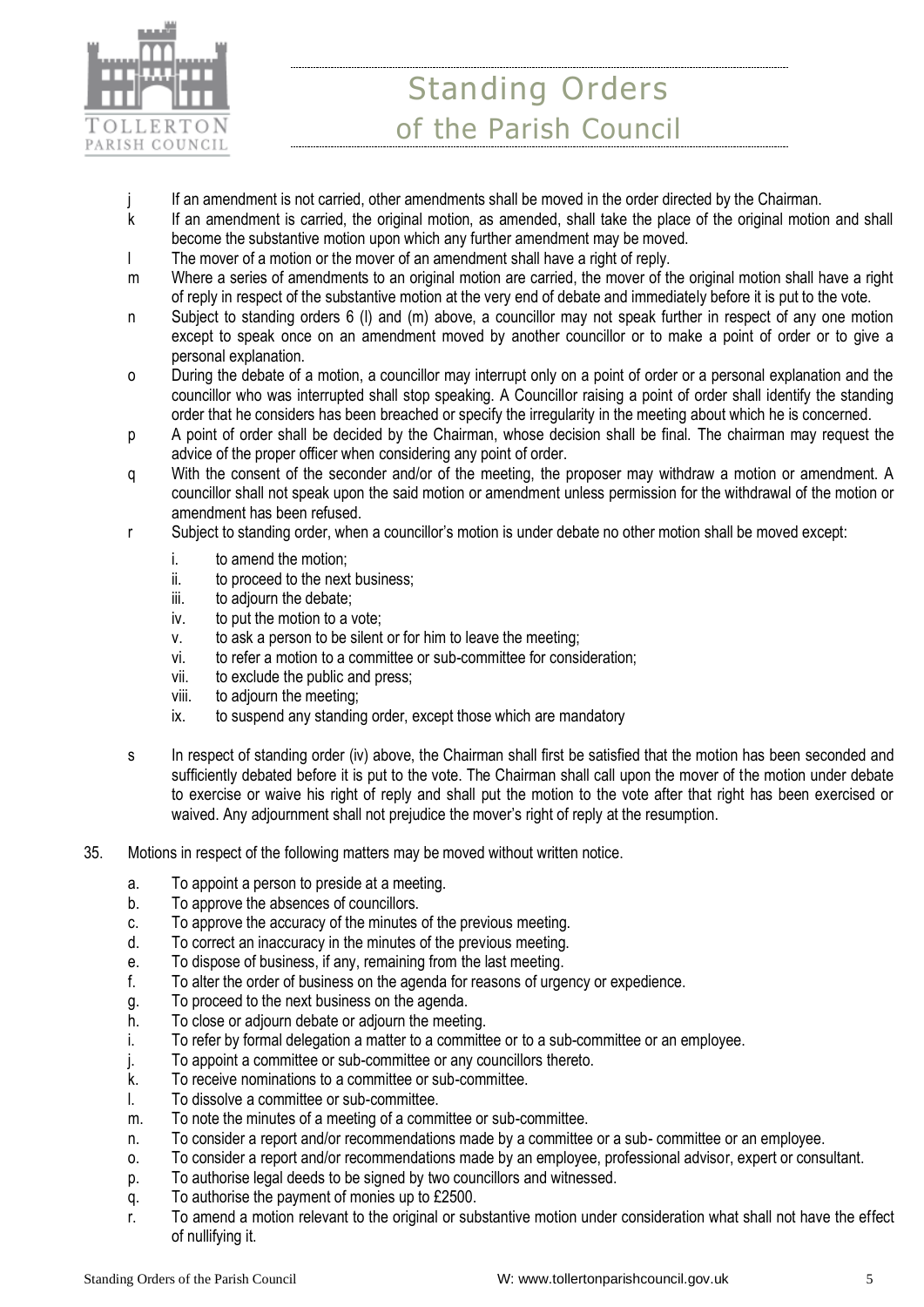- j If an amendment is not carried, other amendments shall be moved in the order directed by the Chairman.
- k If an amendment is carried, the original motion, as amended, shall take the place of the original motion and shall become the substantive motion upon which any further amendment may be moved.
- l The mover of a motion or the mover of an amendment shall have a right of reply.
- m Where a series of amendments to an original motion are carried, the mover of the original motion shall have a right of reply in respect of the substantive motion at the very end of debate and immediately before it is put to the vote.
- n Subject to standing orders 6 (l) and (m) above, a councillor may not speak further in respect of any one motion except to speak once on an amendment moved by another councillor or to make a point of order or to give a personal explanation.
- o During the debate of a motion, a councillor may interrupt only on a point of order or a personal explanation and the councillor who was interrupted shall stop speaking. A Councillor raising a point of order shall identify the standing order that he considers has been breached or specify the irregularity in the meeting about which he is concerned.
- p A point of order shall be decided by the Chairman, whose decision shall be final. The chairman may request the advice of the proper officer when considering any point of order.
- q With the consent of the seconder and/or of the meeting, the proposer may withdraw a motion or amendment. A councillor shall not speak upon the said motion or amendment unless permission for the withdrawal of the motion or amendment has been refused.
- r Subject to standing order, when a councillor's motion is under debate no other motion shall be moved except:
  - i. to amend the motion;
  - ii. to proceed to the next business;
  - iii. to adjourn the debate;
  - iv. to put the motion to a vote;
  - v. to ask a person to be silent or for him to leave the meeting;
  - vi. to refer a motion to a committee or sub-committee for consideration;
  - vii. to exclude the public and press;
  - viii. to adjourn the meeting;
  - ix. to suspend any standing order, except those which are mandatory
- s In respect of standing order (iv) above, the Chairman shall first be satisfied that the motion has been seconded and sufficiently debated before it is put to the vote. The Chairman shall call upon the mover of the motion under debate to exercise or waive his right of reply and shall put the motion to the vote after that right has been exercised or waived. Any adjournment shall not prejudice the mover's right of reply at the resumption.

35. Motions in respect of the following matters may be moved without written notice.
    - a. To appoint a person to preside at a meeting.
    - b. To approve the absences of councillors.
    - c. To approve the accuracy of the minutes of the previous meeting.
    - d. To correct an inaccuracy in the minutes of the previous meeting.
    - e. To dispose of business, if any, remaining from the last meeting.
    - f. To alter the order of business on the agenda for reasons of urgency or expedience.
    - g. To proceed to the next business on the agenda.
    - h. To close or adjourn debate or adjourn the meeting.
    - i. To refer by formal delegation a matter to a committee or to a sub-committee or an employee.
    - j. To appoint a committee or sub-committee or any councillors thereto.
    - k. To receive nominations to a committee or sub-committee.
    - l. To dissolve a committee or sub-committee.
    - m. To note the minutes of a meeting of a committee or sub-committee.
    - n. To consider a report and/or recommendations made by a committee or a sub- committee or an employee.
    - o. To consider a report and/or recommendations made by an employee, professional advisor, expert or consultant.
    - p. To authorise legal deeds to be signed by two councillors and witnessed.
    - q. To authorise the payment of monies up to £2500.
    - r. To amend a motion relevant to the original or substantive motion under consideration what shall not have the effect of nullifying it.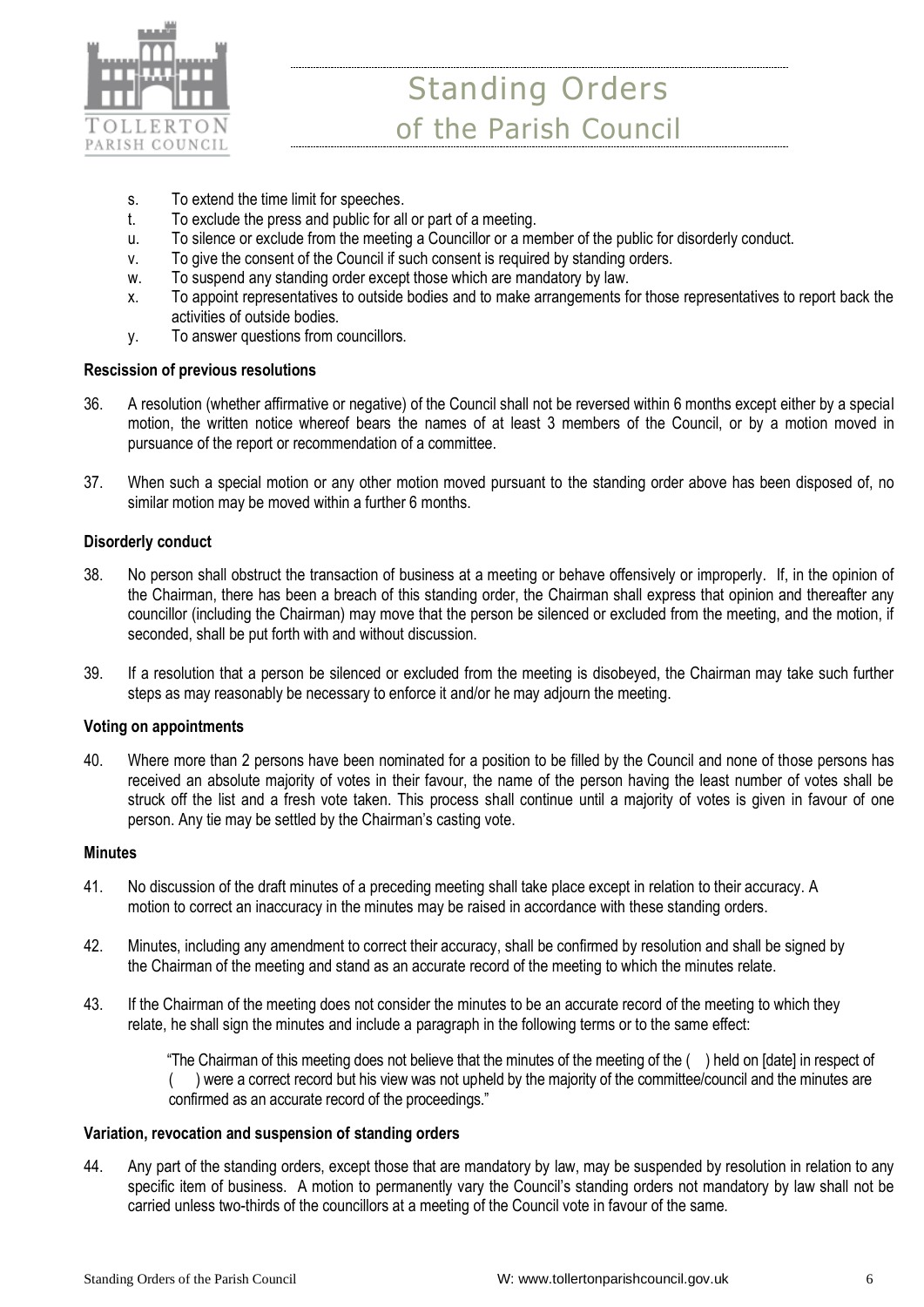s. To extend the time limit for speeches.
t. To exclude the press and public for all or part of a meeting.
u. To silence or exclude from the meeting a Councillor or a member of the public for disorderly conduct.
v. To give the consent of the Council if such consent is required by standing orders.
w. To suspend any standing order except those which are mandatory by law.
x. To appoint representatives to outside bodies and to make arrangements for those representatives to report back the activities of outside bodies.
y. To answer questions from councillors.

**Rescission of previous resolutions**

36. A resolution (whether affirmative or negative) of the Council shall not be reversed within 6 months except either by a special motion, the written notice whereof bears the names of at least 3 members of the Council, or by a motion moved in pursuance of the report or recommendation of a committee.

37. When such a special motion or any other motion moved pursuant to the standing order above has been disposed of, no similar motion may be moved within a further 6 months.

**Disorderly conduct**

38. No person shall obstruct the transaction of business at a meeting or behave offensively or improperly. If, in the opinion of the Chairman, there has been a breach of this standing order, the Chairman shall express that opinion and thereafter any councillor (including the Chairman) may move that the person be silenced or excluded from the meeting, and the motion, if seconded, shall be put forth with and without discussion.

39. If a resolution that a person be silenced or excluded from the meeting is disobeyed, the Chairman may take such further steps as may reasonably be necessary to enforce it and/or he may adjourn the meeting.

**Voting on appointments**

40. Where more than 2 persons have been nominated for a position to be filled by the Council and none of those persons has received an absolute majority of votes in their favour, the name of the person having the least number of votes shall be struck off the list and a fresh vote taken. This process shall continue until a majority of votes is given in favour of one person. Any tie may be settled by the Chairman's casting vote.

**Minutes**

41. No discussion of the draft minutes of a preceding meeting shall take place except in relation to their accuracy. A motion to correct an inaccuracy in the minutes may be raised in accordance with these standing orders.

42. Minutes, including any amendment to correct their accuracy, shall be confirmed by resolution and shall be signed by the Chairman of the meeting and stand as an accurate record of the meeting to which the minutes relate.

43. If the Chairman of the meeting does not consider the minutes to be an accurate record of the meeting to which they relate, he shall sign the minutes and include a paragraph in the following terms or to the same effect:

> "The Chairman of this meeting does not believe that the minutes of the meeting of the ( ) held on [date] in respect of ( ) were a correct record but his view was not upheld by the majority of the committee/council and the minutes are confirmed as an accurate record of the proceedings."

**Variation, revocation and suspension of standing orders**

44. Any part of the standing orders, except those that are mandatory by law, may be suspended by resolution in relation to any specific item of business. A motion to permanently vary the Council's standing orders not mandatory by law shall not be carried unless two-thirds of the councillors at a meeting of the Council vote in favour of the same.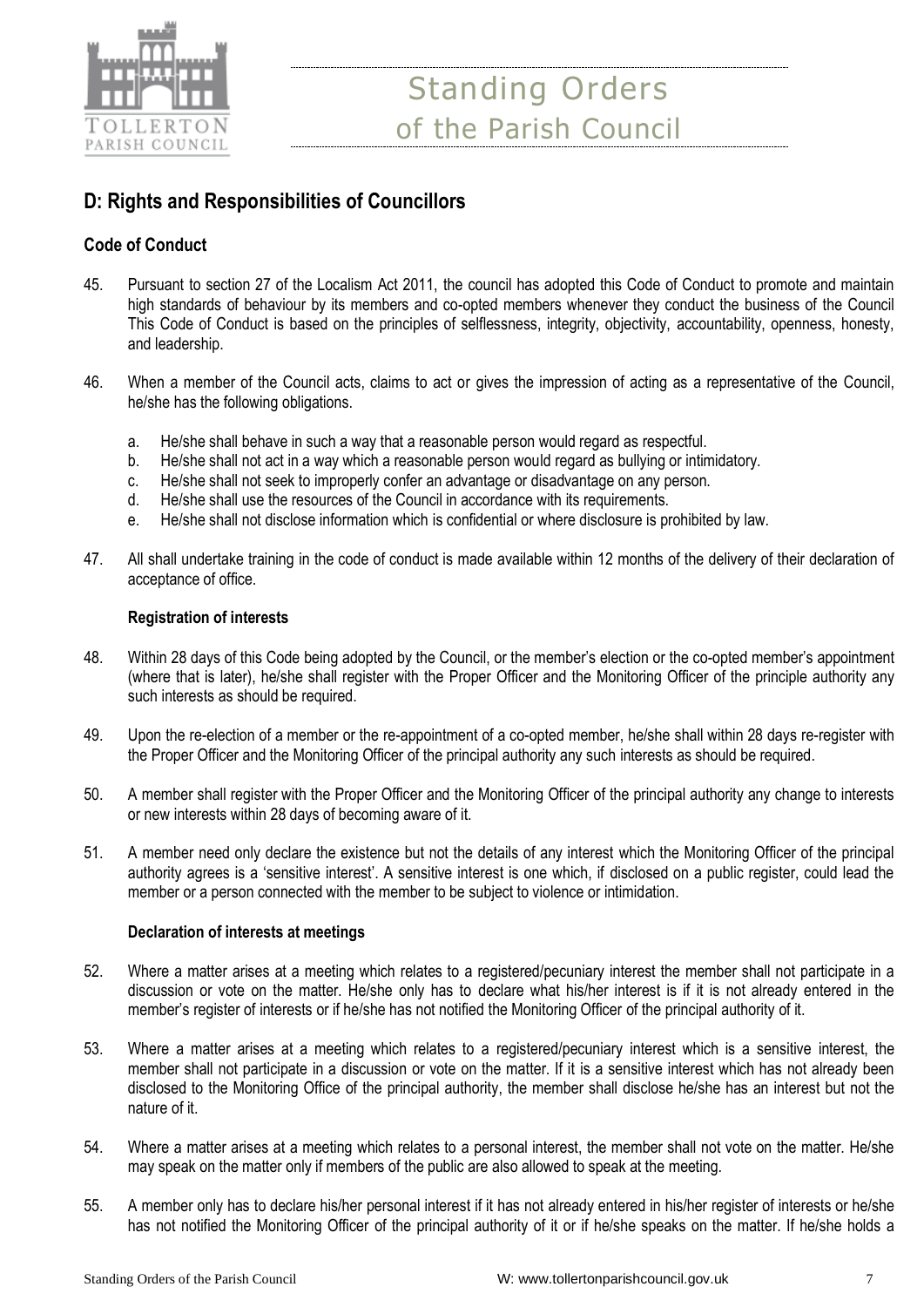## D: Rights and Responsibilities of Councillors

### Code of Conduct

45. Pursuant to section 27 of the Localism Act 2011, the council has adopted this Code of Conduct to promote and maintain high standards of behaviour by its members and co-opted members whenever they conduct the business of the Council This Code of Conduct is based on the principles of selflessness, integrity, objectivity, accountability, openness, honesty, and leadership.

46. When a member of the Council acts, claims to act or gives the impression of acting as a representative of the Council, he/she has the following obligations.

    a. He/she shall behave in such a way that a reasonable person would regard as respectful.
    b. He/she shall not act in a way which a reasonable person would regard as bullying or intimidatory.
    c. He/she shall not seek to improperly confer an advantage or disadvantage on any person.
    d. He/she shall use the resources of the Council in accordance with its requirements.
    e. He/she shall not disclose information which is confidential or where disclosure is prohibited by law.

47. All shall undertake training in the code of conduct is made available within 12 months of the delivery of their declaration of acceptance of office.

#### Registration of interests

48. Within 28 days of this Code being adopted by the Council, or the member's election or the co-opted member's appointment (where that is later), he/she shall register with the Proper Officer and the Monitoring Officer of the principle authority any such interests as should be required.

49. Upon the re-election of a member or the re-appointment of a co-opted member, he/she shall within 28 days re-register with the Proper Officer and the Monitoring Officer of the principal authority any such interests as should be required.

50. A member shall register with the Proper Officer and the Monitoring Officer of the principal authority any change to interests or new interests within 28 days of becoming aware of it.

51. A member need only declare the existence but not the details of any interest which the Monitoring Officer of the principal authority agrees is a 'sensitive interest'. A sensitive interest is one which, if disclosed on a public register, could lead the member or a person connected with the member to be subject to violence or intimidation.

#### Declaration of interests at meetings

52. Where a matter arises at a meeting which relates to a registered/pecuniary interest the member shall not participate in a discussion or vote on the matter. He/she only has to declare what his/her interest is if it is not already entered in the member's register of interests or if he/she has not notified the Monitoring Officer of the principal authority of it.

53. Where a matter arises at a meeting which relates to a registered/pecuniary interest which is a sensitive interest, the member shall not participate in a discussion or vote on the matter. If it is a sensitive interest which has not already been disclosed to the Monitoring Office of the principal authority, the member shall disclose he/she has an interest but not the nature of it.

54. Where a matter arises at a meeting which relates to a personal interest, the member shall not vote on the matter. He/she may speak on the matter only if members of the public are also allowed to speak at the meeting.

55. A member only has to declare his/her personal interest if it has not already entered in his/her register of interests or he/she has not notified the Monitoring Officer of the principal authority of it or if he/she speaks on the matter. If he/she holds a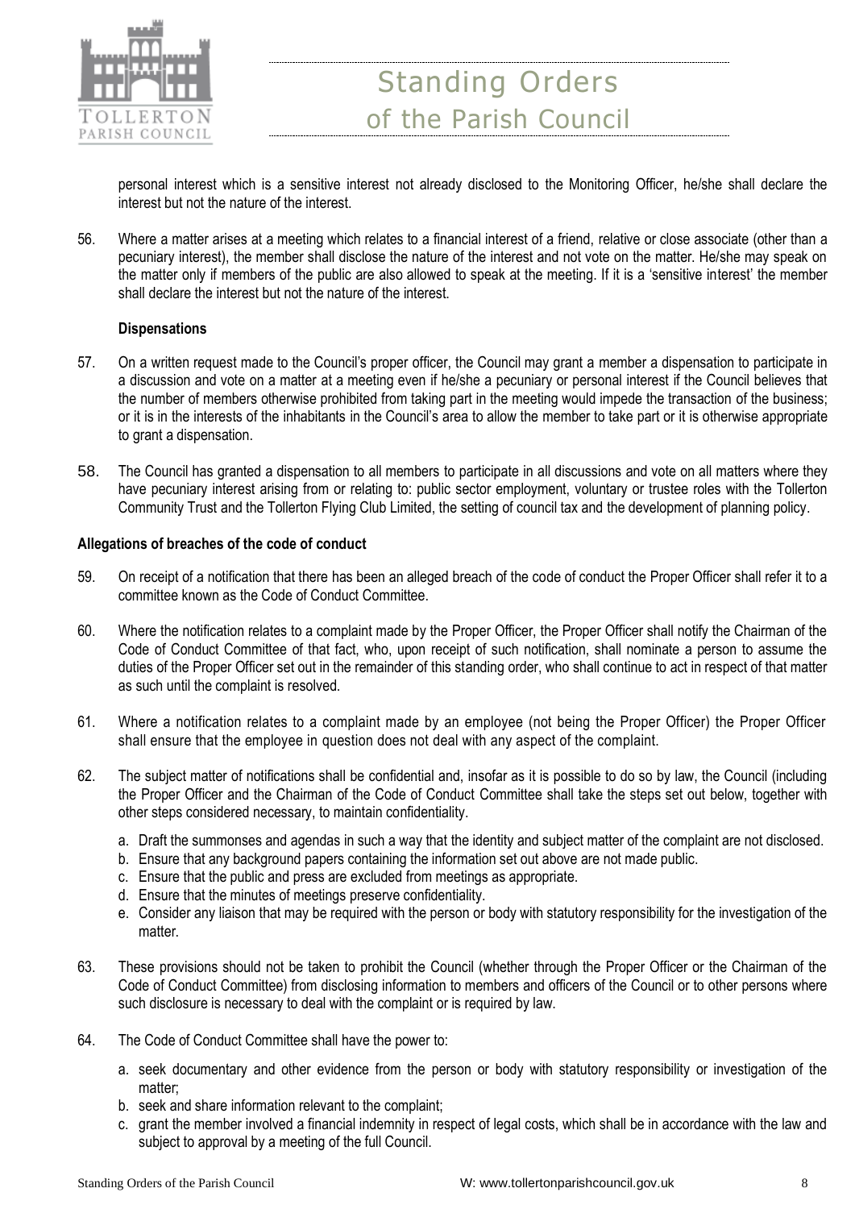personal interest which is a sensitive interest not already disclosed to the Monitoring Officer, he/she shall declare the interest but not the nature of the interest.

56. Where a matter arises at a meeting which relates to a financial interest of a friend, relative or close associate (other than a pecuniary interest), the member shall disclose the nature of the interest and not vote on the matter. He/she may speak on the matter only if members of the public are also allowed to speak at the meeting. If it is a 'sensitive interest' the member shall declare the interest but not the nature of the interest.

**Dispensations**

57. On a written request made to the Council's proper officer, the Council may grant a member a dispensation to participate in a discussion and vote on a matter at a meeting even if he/she a pecuniary or personal interest if the Council believes that the number of members otherwise prohibited from taking part in the meeting would impede the transaction of the business; or it is in the interests of the inhabitants in the Council's area to allow the member to take part or it is otherwise appropriate to grant a dispensation.

58. The Council has granted a dispensation to all members to participate in all discussions and vote on all matters where they have pecuniary interest arising from or relating to: public sector employment, voluntary or trustee roles with the Tollerton Community Trust and the Tollerton Flying Club Limited, the setting of council tax and the development of planning policy.

**Allegations of breaches of the code of conduct**

59. On receipt of a notification that there has been an alleged breach of the code of conduct the Proper Officer shall refer it to a committee known as the Code of Conduct Committee.

60. Where the notification relates to a complaint made by the Proper Officer, the Proper Officer shall notify the Chairman of the Code of Conduct Committee of that fact, who, upon receipt of such notification, shall nominate a person to assume the duties of the Proper Officer set out in the remainder of this standing order, who shall continue to act in respect of that matter as such until the complaint is resolved.

61. Where a notification relates to a complaint made by an employee (not being the Proper Officer) the Proper Officer shall ensure that the employee in question does not deal with any aspect of the complaint.

62. The subject matter of notifications shall be confidential and, insofar as it is possible to do so by law, the Council (including the Proper Officer and the Chairman of the Code of Conduct Committee shall take the steps set out below, together with other steps considered necessary, to maintain confidentiality.

    a. Draft the summonses and agendas in such a way that the identity and subject matter of the complaint are not disclosed.
    b. Ensure that any background papers containing the information set out above are not made public.
    c. Ensure that the public and press are excluded from meetings as appropriate.
    d. Ensure that the minutes of meetings preserve confidentiality.
    e. Consider any liaison that may be required with the person or body with statutory responsibility for the investigation of the matter.

63. These provisions should not be taken to prohibit the Council (whether through the Proper Officer or the Chairman of the Code of Conduct Committee) from disclosing information to members and officers of the Council or to other persons where such disclosure is necessary to deal with the complaint or is required by law.

64. The Code of Conduct Committee shall have the power to:

    a. seek documentary and other evidence from the person or body with statutory responsibility or investigation of the matter;
    b. seek and share information relevant to the complaint;
    c. grant the member involved a financial indemnity in respect of legal costs, which shall be in accordance with the law and subject to approval by a meeting of the full Council.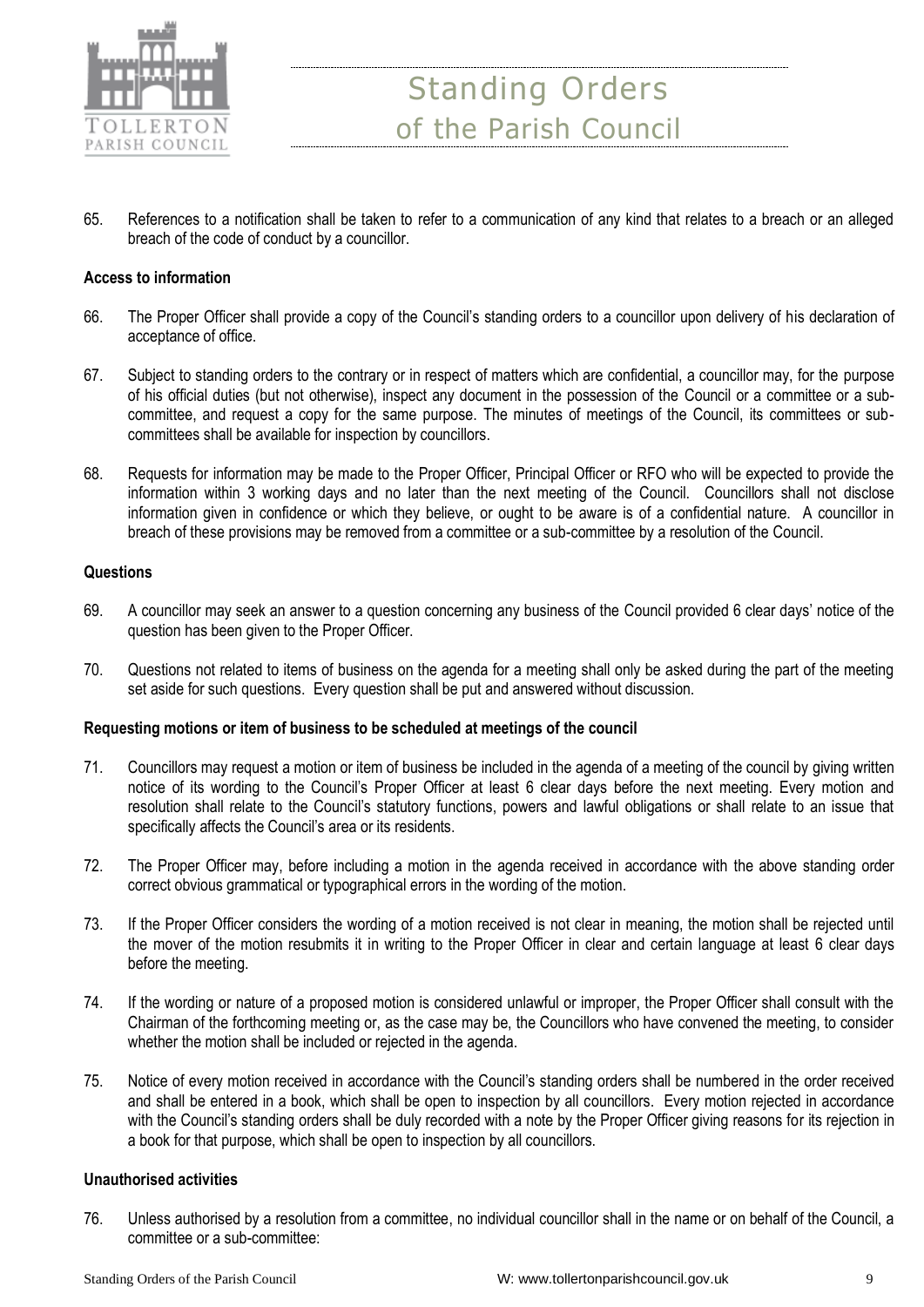65. References to a notification shall be taken to refer to a communication of any kind that relates to a breach or an alleged breach of the code of conduct by a councillor.

**Access to information**

66. The Proper Officer shall provide a copy of the Council's standing orders to a councillor upon delivery of his declaration of acceptance of office.

67. Subject to standing orders to the contrary or in respect of matters which are confidential, a councillor may, for the purpose of his official duties (but not otherwise), inspect any document in the possession of the Council or a committee or a sub-committee, and request a copy for the same purpose. The minutes of meetings of the Council, its committees or sub-committees shall be available for inspection by councillors.

68. Requests for information may be made to the Proper Officer, Principal Officer or RFO who will be expected to provide the information within 3 working days and no later than the next meeting of the Council. Councillors shall not disclose information given in confidence or which they believe, or ought to be aware is of a confidential nature. A councillor in breach of these provisions may be removed from a committee or a sub-committee by a resolution of the Council.

**Questions**

69. A councillor may seek an answer to a question concerning any business of the Council provided 6 clear days' notice of the question has been given to the Proper Officer.

70. Questions not related to items of business on the agenda for a meeting shall only be asked during the part of the meeting set aside for such questions. Every question shall be put and answered without discussion.

**Requesting motions or item of business to be scheduled at meetings of the council**

71. Councillors may request a motion or item of business be included in the agenda of a meeting of the council by giving written notice of its wording to the Council's Proper Officer at least 6 clear days before the next meeting. Every motion and resolution shall relate to the Council's statutory functions, powers and lawful obligations or shall relate to an issue that specifically affects the Council's area or its residents.

72. The Proper Officer may, before including a motion in the agenda received in accordance with the above standing order correct obvious grammatical or typographical errors in the wording of the motion.

73. If the Proper Officer considers the wording of a motion received is not clear in meaning, the motion shall be rejected until the mover of the motion resubmits it in writing to the Proper Officer in clear and certain language at least 6 clear days before the meeting.

74. If the wording or nature of a proposed motion is considered unlawful or improper, the Proper Officer shall consult with the Chairman of the forthcoming meeting or, as the case may be, the Councillors who have convened the meeting, to consider whether the motion shall be included or rejected in the agenda.

75. Notice of every motion received in accordance with the Council's standing orders shall be numbered in the order received and shall be entered in a book, which shall be open to inspection by all councillors. Every motion rejected in accordance with the Council's standing orders shall be duly recorded with a note by the Proper Officer giving reasons for its rejection in a book for that purpose, which shall be open to inspection by all councillors.

**Unauthorised activities**

76. Unless authorised by a resolution from a committee, no individual councillor shall in the name or on behalf of the Council, a committee or a sub-committee: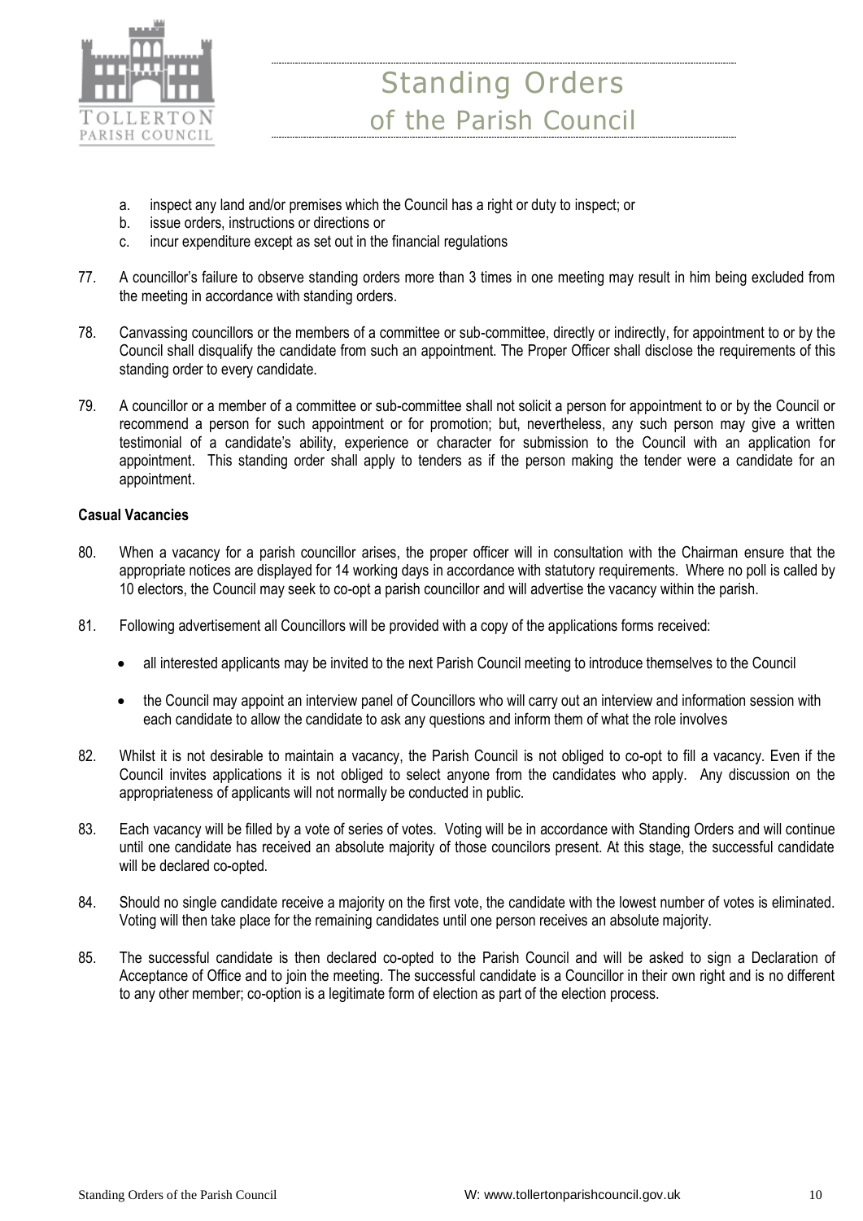a. inspect any land and/or premises which the Council has a right or duty to inspect; or
b. issue orders, instructions or directions or
c. incur expenditure except as set out in the financial regulations

77. A councillor's failure to observe standing orders more than 3 times in one meeting may result in him being excluded from the meeting in accordance with standing orders.

78. Canvassing councillors or the members of a committee or sub-committee, directly or indirectly, for appointment to or by the Council shall disqualify the candidate from such an appointment. The Proper Officer shall disclose the requirements of this standing order to every candidate.

79. A councillor or a member of a committee or sub-committee shall not solicit a person for appointment to or by the Council or recommend a person for such appointment or for promotion; but, nevertheless, any such person may give a written testimonial of a candidate's ability, experience or character for submission to the Council with an application for appointment. This standing order shall apply to tenders as if the person making the tender were a candidate for an appointment.

**Casual Vacancies**

80. When a vacancy for a parish councillor arises, the proper officer will in consultation with the Chairman ensure that the appropriate notices are displayed for 14 working days in accordance with statutory requirements. Where no poll is called by 10 electors, the Council may seek to co-opt a parish councillor and will advertise the vacancy within the parish.

81. Following advertisement all Councillors will be provided with a copy of the applications forms received:

   - all interested applicants may be invited to the next Parish Council meeting to introduce themselves to the Council
   - the Council may appoint an interview panel of Councillors who will carry out an interview and information session with each candidate to allow the candidate to ask any questions and inform them of what the role involves

82. Whilst it is not desirable to maintain a vacancy, the Parish Council is not obliged to co-opt to fill a vacancy. Even if the Council invites applications it is not obliged to select anyone from the candidates who apply. Any discussion on the appropriateness of applicants will not normally be conducted in public.

83. Each vacancy will be filled by a vote of series of votes. Voting will be in accordance with Standing Orders and will continue until one candidate has received an absolute majority of those councilors present. At this stage, the successful candidate will be declared co-opted.

84. Should no single candidate receive a majority on the first vote, the candidate with the lowest number of votes is eliminated. Voting will then take place for the remaining candidates until one person receives an absolute majority.

85. The successful candidate is then declared co-opted to the Parish Council and will be asked to sign a Declaration of Acceptance of Office and to join the meeting. The successful candidate is a Councillor in their own right and is no different to any other member; co-option is a legitimate form of election as part of the election process.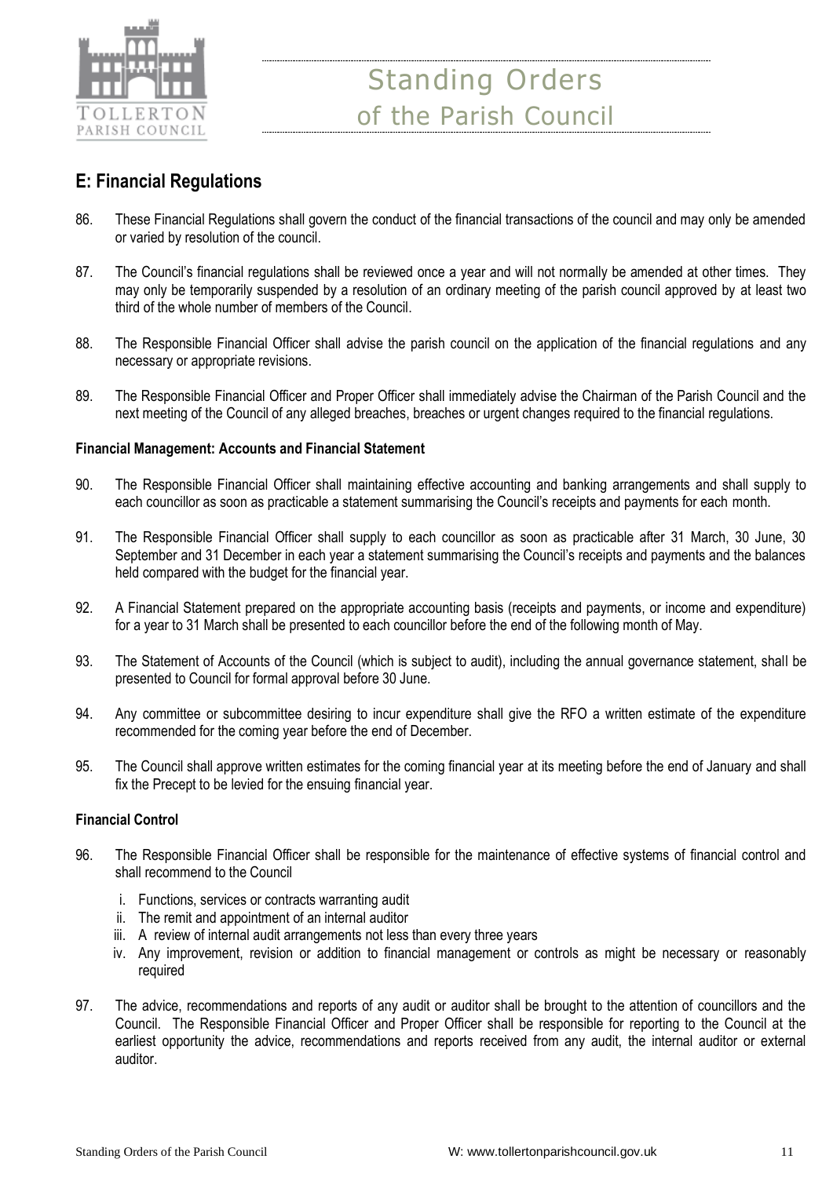## E: Financial Regulations

86. These Financial Regulations shall govern the conduct of the financial transactions of the council and may only be amended or varied by resolution of the council.

87. The Council's financial regulations shall be reviewed once a year and will not normally be amended at other times. They may only be temporarily suspended by a resolution of an ordinary meeting of the parish council approved by at least two third of the whole number of members of the Council.

88. The Responsible Financial Officer shall advise the parish council on the application of the financial regulations and any necessary or appropriate revisions.

89. The Responsible Financial Officer and Proper Officer shall immediately advise the Chairman of the Parish Council and the next meeting of the Council of any alleged breaches, breaches or urgent changes required to the financial regulations.

**Financial Management: Accounts and Financial Statement**

90. The Responsible Financial Officer shall maintaining effective accounting and banking arrangements and shall supply to each councillor as soon as practicable a statement summarising the Council's receipts and payments for each month.

91. The Responsible Financial Officer shall supply to each councillor as soon as practicable after 31 March, 30 June, 30 September and 31 December in each year a statement summarising the Council's receipts and payments and the balances held compared with the budget for the financial year.

92. A Financial Statement prepared on the appropriate accounting basis (receipts and payments, or income and expenditure) for a year to 31 March shall be presented to each councillor before the end of the following month of May.

93. The Statement of Accounts of the Council (which is subject to audit), including the annual governance statement, shall be presented to Council for formal approval before 30 June.

94. Any committee or subcommittee desiring to incur expenditure shall give the RFO a written estimate of the expenditure recommended for the coming year before the end of December.

95. The Council shall approve written estimates for the coming financial year at its meeting before the end of January and shall fix the Precept to be levied for the ensuing financial year.

**Financial Control**

96. The Responsible Financial Officer shall be responsible for the maintenance of effective systems of financial control and shall recommend to the Council
    i. Functions, services or contracts warranting audit
    ii. The remit and appointment of an internal auditor
    iii. A review of internal audit arrangements not less than every three years
    iv. Any improvement, revision or addition to financial management or controls as might be necessary or reasonably required

97. The advice, recommendations and reports of any audit or auditor shall be brought to the attention of councillors and the Council. The Responsible Financial Officer and Proper Officer shall be responsible for reporting to the Council at the earliest opportunity the advice, recommendations and reports received from any audit, the internal auditor or external auditor.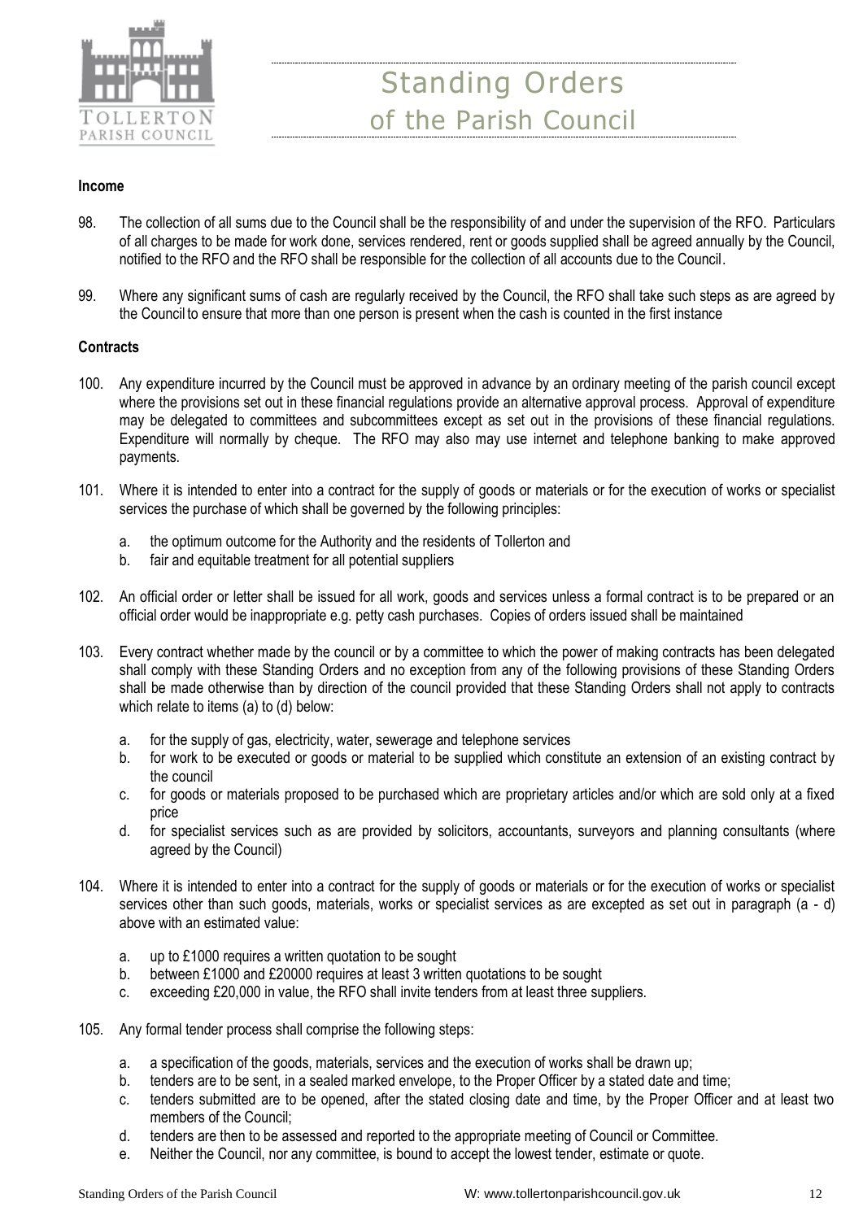**Income**

98. The collection of all sums due to the Council shall be the responsibility of and under the supervision of the RFO. Particulars of all charges to be made for work done, services rendered, rent or goods supplied shall be agreed annually by the Council, notified to the RFO and the RFO shall be responsible for the collection of all accounts due to the Council.

99. Where any significant sums of cash are regularly received by the Council, the RFO shall take such steps as are agreed by the Council to ensure that more than one person is present when the cash is counted in the first instance

**Contracts**

100. Any expenditure incurred by the Council must be approved in advance by an ordinary meeting of the parish council except where the provisions set out in these financial regulations provide an alternative approval process. Approval of expenditure may be delegated to committees and subcommittees except as set out in the provisions of these financial regulations. Expenditure will normally by cheque. The RFO may also may use internet and telephone banking to make approved payments.

101. Where it is intended to enter into a contract for the supply of goods or materials or for the execution of works or specialist services the purchase of which shall be governed by the following principles:

    a. the optimum outcome for the Authority and the residents of Tollerton and
    b. fair and equitable treatment for all potential suppliers

102. An official order or letter shall be issued for all work, goods and services unless a formal contract is to be prepared or an official order would be inappropriate e.g. petty cash purchases. Copies of orders issued shall be maintained

103. Every contract whether made by the council or by a committee to which the power of making contracts has been delegated shall comply with these Standing Orders and no exception from any of the following provisions of these Standing Orders shall be made otherwise than by direction of the council provided that these Standing Orders shall not apply to contracts which relate to items (a) to (d) below:

    a. for the supply of gas, electricity, water, sewerage and telephone services
    b. for work to be executed or goods or material to be supplied which constitute an extension of an existing contract by the council
    c. for goods or materials proposed to be purchased which are proprietary articles and/or which are sold only at a fixed price
    d. for specialist services such as are provided by solicitors, accountants, surveyors and planning consultants (where agreed by the Council)

104. Where it is intended to enter into a contract for the supply of goods or materials or for the execution of works or specialist services other than such goods, materials, works or specialist services as are excepted as set out in paragraph (a - d) above with an estimated value:

    a. up to £1000 requires a written quotation to be sought
    b. between £1000 and £20000 requires at least 3 written quotations to be sought
    c. exceeding £20,000 in value, the RFO shall invite tenders from at least three suppliers.

105. Any formal tender process shall comprise the following steps:

    a. a specification of the goods, materials, services and the execution of works shall be drawn up;
    b. tenders are to be sent, in a sealed marked envelope, to the Proper Officer by a stated date and time;
    c. tenders submitted are to be opened, after the stated closing date and time, by the Proper Officer and at least two members of the Council;
    d. tenders are then to be assessed and reported to the appropriate meeting of Council or Committee.
    e. Neither the Council, nor any committee, is bound to accept the lowest tender, estimate or quote.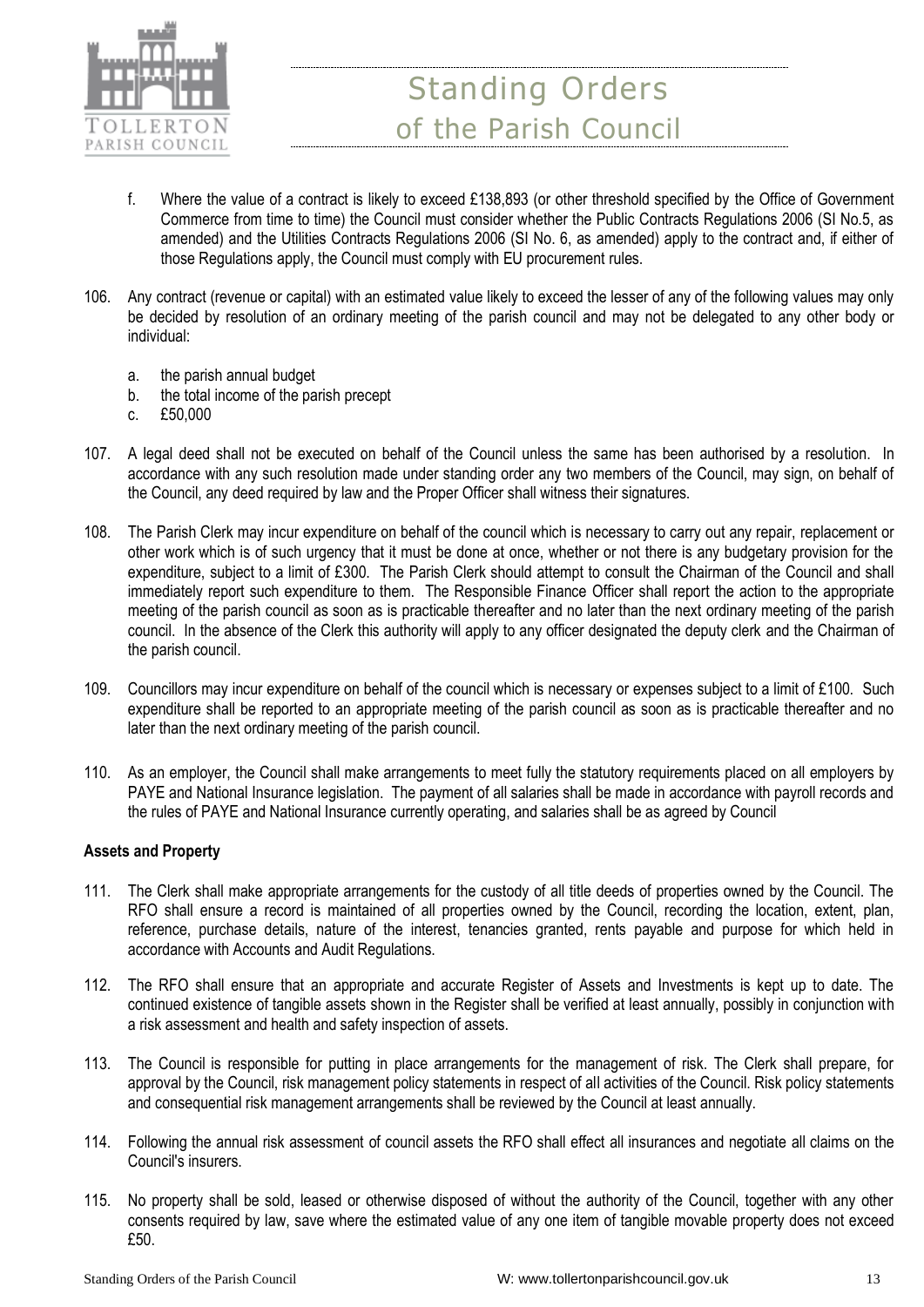f. Where the value of a contract is likely to exceed £138,893 (or other threshold specified by the Office of Government Commerce from time to time) the Council must consider whether the Public Contracts Regulations 2006 (SI No.5, as amended) and the Utilities Contracts Regulations 2006 (SI No. 6, as amended) apply to the contract and, if either of those Regulations apply, the Council must comply with EU procurement rules.

106. Any contract (revenue or capital) with an estimated value likely to exceed the lesser of any of the following values may only be decided by resolution of an ordinary meeting of the parish council and may not be delegated to any other body or individual:

    a. the parish annual budget
    b. the total income of the parish precept
    c. £50,000

107. A legal deed shall not be executed on behalf of the Council unless the same has been authorised by a resolution. In accordance with any such resolution made under standing order any two members of the Council, may sign, on behalf of the Council, any deed required by law and the Proper Officer shall witness their signatures.

108. The Parish Clerk may incur expenditure on behalf of the council which is necessary to carry out any repair, replacement or other work which is of such urgency that it must be done at once, whether or not there is any budgetary provision for the expenditure, subject to a limit of £300. The Parish Clerk should attempt to consult the Chairman of the Council and shall immediately report such expenditure to them. The Responsible Finance Officer shall report the action to the appropriate meeting of the parish council as soon as is practicable thereafter and no later than the next ordinary meeting of the parish council. In the absence of the Clerk this authority will apply to any officer designated the deputy clerk and the Chairman of the parish council.

109. Councillors may incur expenditure on behalf of the council which is necessary or expenses subject to a limit of £100. Such expenditure shall be reported to an appropriate meeting of the parish council as soon as is practicable thereafter and no later than the next ordinary meeting of the parish council.

110. As an employer, the Council shall make arrangements to meet fully the statutory requirements placed on all employers by PAYE and National Insurance legislation. The payment of all salaries shall be made in accordance with payroll records and the rules of PAYE and National Insurance currently operating, and salaries shall be as agreed by Council

**Assets and Property**

111. The Clerk shall make appropriate arrangements for the custody of all title deeds of properties owned by the Council. The RFO shall ensure a record is maintained of all properties owned by the Council, recording the location, extent, plan, reference, purchase details, nature of the interest, tenancies granted, rents payable and purpose for which held in accordance with Accounts and Audit Regulations.

112. The RFO shall ensure that an appropriate and accurate Register of Assets and Investments is kept up to date. The continued existence of tangible assets shown in the Register shall be verified at least annually, possibly in conjunction with a risk assessment and health and safety inspection of assets.

113. The Council is responsible for putting in place arrangements for the management of risk. The Clerk shall prepare, for approval by the Council, risk management policy statements in respect of all activities of the Council. Risk policy statements and consequential risk management arrangements shall be reviewed by the Council at least annually.

114. Following the annual risk assessment of council assets the RFO shall effect all insurances and negotiate all claims on the Council's insurers.

115. No property shall be sold, leased or otherwise disposed of without the authority of the Council, together with any other consents required by law, save where the estimated value of any one item of tangible movable property does not exceed £50.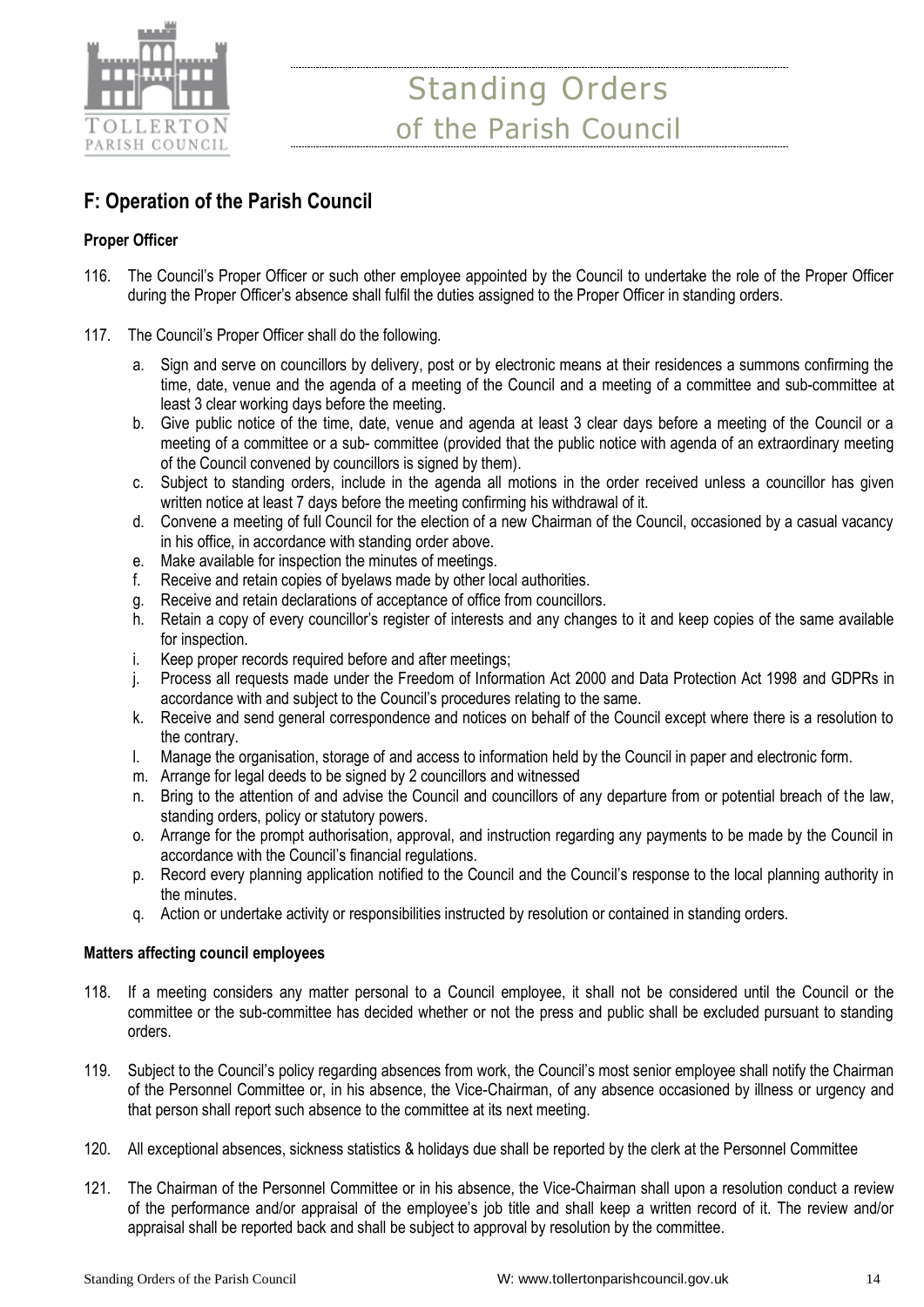## F: Operation of the Parish Council

### Proper Officer

116. The Council's Proper Officer or such other employee appointed by the Council to undertake the role of the Proper Officer during the Proper Officer's absence shall fulfil the duties assigned to the Proper Officer in standing orders.

117. The Council's Proper Officer shall do the following.
    a. Sign and serve on councillors by delivery, post or by electronic means at their residences a summons confirming the time, date, venue and the agenda of a meeting of the Council and a meeting of a committee and sub-committee at least 3 clear working days before the meeting.
    b. Give public notice of the time, date, venue and agenda at least 3 clear days before a meeting of the Council or a meeting of a committee or a sub- committee (provided that the public notice with agenda of an extraordinary meeting of the Council convened by councillors is signed by them).
    c. Subject to standing orders, include in the agenda all motions in the order received unless a councillor has given written notice at least 7 days before the meeting confirming his withdrawal of it.
    d. Convene a meeting of full Council for the election of a new Chairman of the Council, occasioned by a casual vacancy in his office, in accordance with standing order above.
    e. Make available for inspection the minutes of meetings.
    f. Receive and retain copies of byelaws made by other local authorities.
    g. Receive and retain declarations of acceptance of office from councillors.
    h. Retain a copy of every councillor's register of interests and any changes to it and keep copies of the same available for inspection.
    i. Keep proper records required before and after meetings;
    j. Process all requests made under the Freedom of Information Act 2000 and Data Protection Act 1998 and GDPRs in accordance with and subject to the Council's procedures relating to the same.
    k. Receive and send general correspondence and notices on behalf of the Council except where there is a resolution to the contrary.
    l. Manage the organisation, storage of and access to information held by the Council in paper and electronic form.
    m. Arrange for legal deeds to be signed by 2 councillors and witnessed
    n. Bring to the attention of and advise the Council and councillors of any departure from or potential breach of the law, standing orders, policy or statutory powers.
    o. Arrange for the prompt authorisation, approval, and instruction regarding any payments to be made by the Council in accordance with the Council's financial regulations.
    p. Record every planning application notified to the Council and the Council's response to the local planning authority in the minutes.
    q. Action or undertake activity or responsibilities instructed by resolution or contained in standing orders.

### Matters affecting council employees

118. If a meeting considers any matter personal to a Council employee, it shall not be considered until the Council or the committee or the sub-committee has decided whether or not the press and public shall be excluded pursuant to standing orders.

119. Subject to the Council's policy regarding absences from work, the Council's most senior employee shall notify the Chairman of the Personnel Committee or, in his absence, the Vice-Chairman, of any absence occasioned by illness or urgency and that person shall report such absence to the committee at its next meeting.

120. All exceptional absences, sickness statistics & holidays due shall be reported by the clerk at the Personnel Committee

121. The Chairman of the Personnel Committee or in his absence, the Vice-Chairman shall upon a resolution conduct a review of the performance and/or appraisal of the employee's job title and shall keep a written record of it. The review and/or appraisal shall be reported back and shall be subject to approval by resolution by the committee.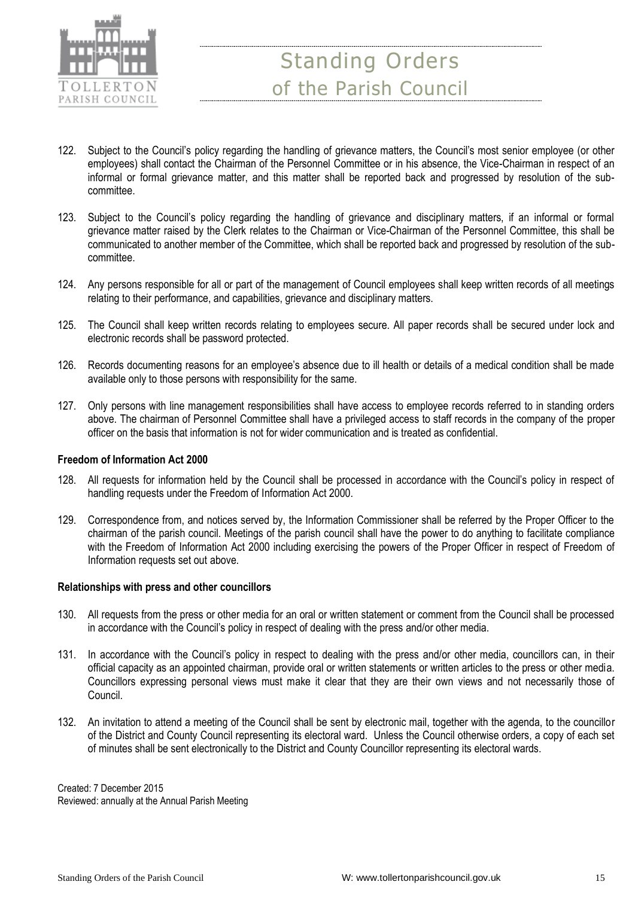122. Subject to the Council's policy regarding the handling of grievance matters, the Council's most senior employee (or other employees) shall contact the Chairman of the Personnel Committee or in his absence, the Vice-Chairman in respect of an informal or formal grievance matter, and this matter shall be reported back and progressed by resolution of the sub-committee.

123. Subject to the Council's policy regarding the handling of grievance and disciplinary matters, if an informal or formal grievance matter raised by the Clerk relates to the Chairman or Vice-Chairman of the Personnel Committee, this shall be communicated to another member of the Committee, which shall be reported back and progressed by resolution of the sub-committee.

124. Any persons responsible for all or part of the management of Council employees shall keep written records of all meetings relating to their performance, and capabilities, grievance and disciplinary matters.

125. The Council shall keep written records relating to employees secure. All paper records shall be secured under lock and electronic records shall be password protected.

126. Records documenting reasons for an employee's absence due to ill health or details of a medical condition shall be made available only to those persons with responsibility for the same.

127. Only persons with line management responsibilities shall have access to employee records referred to in standing orders above. The chairman of Personnel Committee shall have a privileged access to staff records in the company of the proper officer on the basis that information is not for wider communication and is treated as confidential.

**Freedom of Information Act 2000**

128. All requests for information held by the Council shall be processed in accordance with the Council's policy in respect of handling requests under the Freedom of Information Act 2000.

129. Correspondence from, and notices served by, the Information Commissioner shall be referred by the Proper Officer to the chairman of the parish council. Meetings of the parish council shall have the power to do anything to facilitate compliance with the Freedom of Information Act 2000 including exercising the powers of the Proper Officer in respect of Freedom of Information requests set out above.

**Relationships with press and other councillors**

130. All requests from the press or other media for an oral or written statement or comment from the Council shall be processed in accordance with the Council's policy in respect of dealing with the press and/or other media.

131. In accordance with the Council's policy in respect to dealing with the press and/or other media, councillors can, in their official capacity as an appointed chairman, provide oral or written statements or written articles to the press or other media. Councillors expressing personal views must make it clear that they are their own views and not necessarily those of Council.

132. An invitation to attend a meeting of the Council shall be sent by electronic mail, together with the agenda, to the councillor of the District and County Council representing its electoral ward. Unless the Council otherwise orders, a copy of each set of minutes shall be sent electronically to the District and County Councillor representing its electoral wards.

Created: 7 December 2015
Reviewed: annually at the Annual Parish Meeting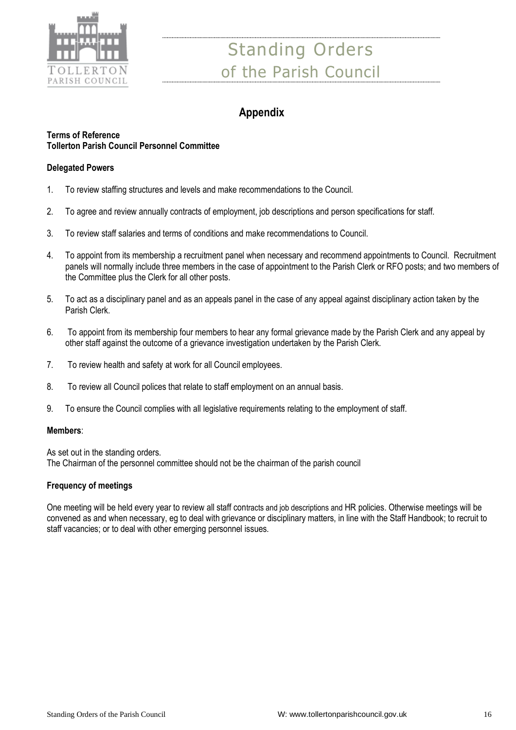## Appendix

**Terms of Reference**
**Tollerton Parish Council Personnel Committee**

**Delegated Powers**

1. To review staffing structures and levels and make recommendations to the Council.
2. To agree and review annually contracts of employment, job descriptions and person specifications for staff.
3. To review staff salaries and terms of conditions and make recommendations to Council.
4. To appoint from its membership a recruitment panel when necessary and recommend appointments to Council. Recruitment panels will normally include three members in the case of appointment to the Parish Clerk or RFO posts; and two members of the Committee plus the Clerk for all other posts.
5. To act as a disciplinary panel and as an appeals panel in the case of any appeal against disciplinary action taken by the Parish Clerk.
6. To appoint from its membership four members to hear any formal grievance made by the Parish Clerk and any appeal by other staff against the outcome of a grievance investigation undertaken by the Parish Clerk.
7. To review health and safety at work for all Council employees.
8. To review all Council polices that relate to staff employment on an annual basis.
9. To ensure the Council complies with all legislative requirements relating to the employment of staff.

**Members**:

As set out in the standing orders.
The Chairman of the personnel committee should not be the chairman of the parish council

**Frequency of meetings**

One meeting will be held every year to review all staff contracts and job descriptions and HR policies. Otherwise meetings will be convened as and when necessary, eg to deal with grievance or disciplinary matters, in line with the Staff Handbook; to recruit to staff vacancies; or to deal with other emerging personnel issues.